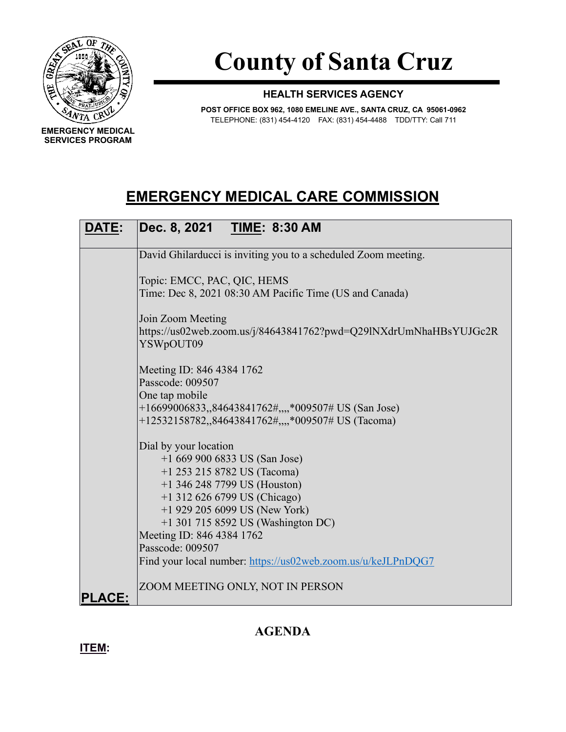# County of Santa Cruz

**HEALTH SERVICES AGENCY**

**POST OFFICE BOX 962, 1080 EMELINE AVE., SANTA CRUZ, CA 95061-0962**
TELEPHONE: (831) 454-4120 FAX: (831) 454-4488 TDD/TTY: Call 711

**EMERGENCY MEDICAL SERVICES PROGRAM**

## EMERGENCY MEDICAL CARE COMMISSION

| **DATE:** | **Dec. 8, 2021 TIME: 8:30 AM** |
|---|---|
| **PLACE:** | David Ghilarducci is inviting you to a scheduled Zoom meeting.<br><br>Topic: EMCC, PAC, QIC, HEMS<br>Time: Dec 8, 2021 08:30 AM Pacific Time (US and Canada)<br><br>Join Zoom Meeting<br>https://us02web.zoom.us/j/84643841762?pwd=Q29lNXdrUmNhaHBsYUJGc2RYSWpOUT09<br><br>Meeting ID: 846 4384 1762<br>Passcode: 009507<br>One tap mobile<br>+16699006833,,84643841762#,,,,*009507# US (San Jose)<br>+12532158782,,84643841762#,,,,*009507# US (Tacoma)<br><br>Dial by your location<br>+1 669 900 6833 US (San Jose)<br>+1 253 215 8782 US (Tacoma)<br>+1 346 248 7799 US (Houston)<br>+1 312 626 6799 US (Chicago)<br>+1 929 205 6099 US (New York)<br>+1 301 715 8592 US (Washington DC)<br>Meeting ID: 846 4384 1762<br>Passcode: 009507<br>Find your local number: https://us02web.zoom.us/u/keJLPnDQG7<br><br>ZOOM MEETING ONLY, NOT IN PERSON |

## AGENDA

**ITEM:**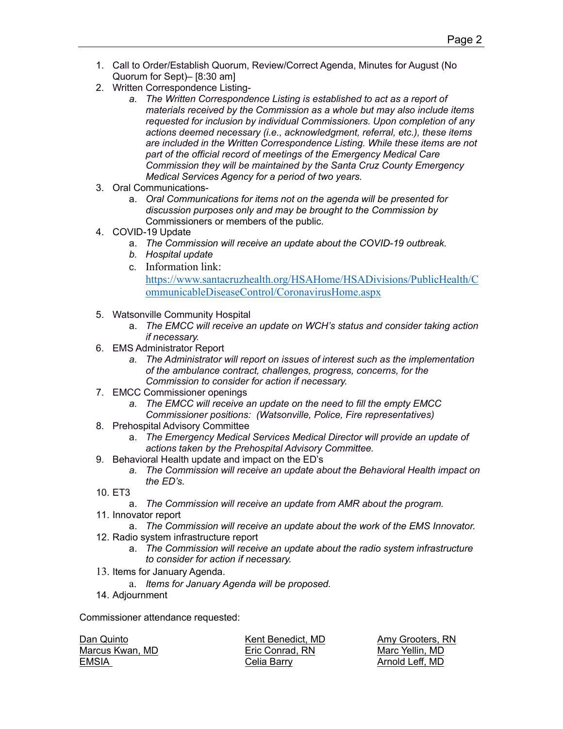1. Call to Order/Establish Quorum, Review/Correct Agenda, Minutes for August (No Quorum for Sept)– [8:30 am]
2. Written Correspondence Listing-
    a. *The Written Correspondence Listing is established to act as a report of materials received by the Commission as a whole but may also include items requested for inclusion by individual Commissioners. Upon completion of any actions deemed necessary (i.e., acknowledgment, referral, etc.), these items are included in the Written Correspondence Listing. While these items are not part of the official record of meetings of the Emergency Medical Care Commission they will be maintained by the Santa Cruz County Emergency Medical Services Agency for a period of two years.*
3. Oral Communications-
    a. *Oral Communications for items not on the agenda will be presented for discussion purposes only and may be brought to the Commission by* Commissioners or members of the public.
4. COVID-19 Update
    a. *The Commission will receive an update about the COVID-19 outbreak.*
    b. *Hospital update*
    c. Information link: [https://www.santacruzhealth.org/HSAHome/HSADivisions/PublicHealth/CommunicableDiseaseControl/CoronavirusHome.aspx](https://www.santacruzhealth.org/HSAHome/HSADivisions/PublicHealth/CommunicableDiseaseControl/CoronavirusHome.aspx)
5. Watsonville Community Hospital
    a. *The EMCC will receive an update on WCH's status and consider taking action if necessary.*
6. EMS Administrator Report
    a. *The Administrator will report on issues of interest such as the implementation of the ambulance contract, challenges, progress, concerns, for the Commission to consider for action if necessary.*
7. EMCC Commissioner openings
    a. *The EMCC will receive an update on the need to fill the empty EMCC Commissioner positions: (Watsonville, Police, Fire representatives)*
8. Prehospital Advisory Committee
    a. *The Emergency Medical Services Medical Director will provide an update of actions taken by the Prehospital Advisory Committee.*
9. Behavioral Health update and impact on the ED's
    a. *The Commission will receive an update about the Behavioral Health impact on the ED's.*
10. ET3
    a. *The Commission will receive an update from AMR about the program.*
11. Innovator report
    a. *The Commission will receive an update about the work of the EMS Innovator.*
12. Radio system infrastructure report
    a. *The Commission will receive an update about the radio system infrastructure to consider for action if necessary.*
13. Items for January Agenda.
    a. *Items for January Agenda will be proposed.*
14. Adjournment

Commissioner attendance requested:

| | | |
|---|---|---|
| Dan Quinto | Kent Benedict, MD | Amy Grooters, RN |
| Marcus Kwan, MD | Eric Conrad, RN | Marc Yellin, MD |
| EMSIA | Celia Barry | Arnold Leff, MD |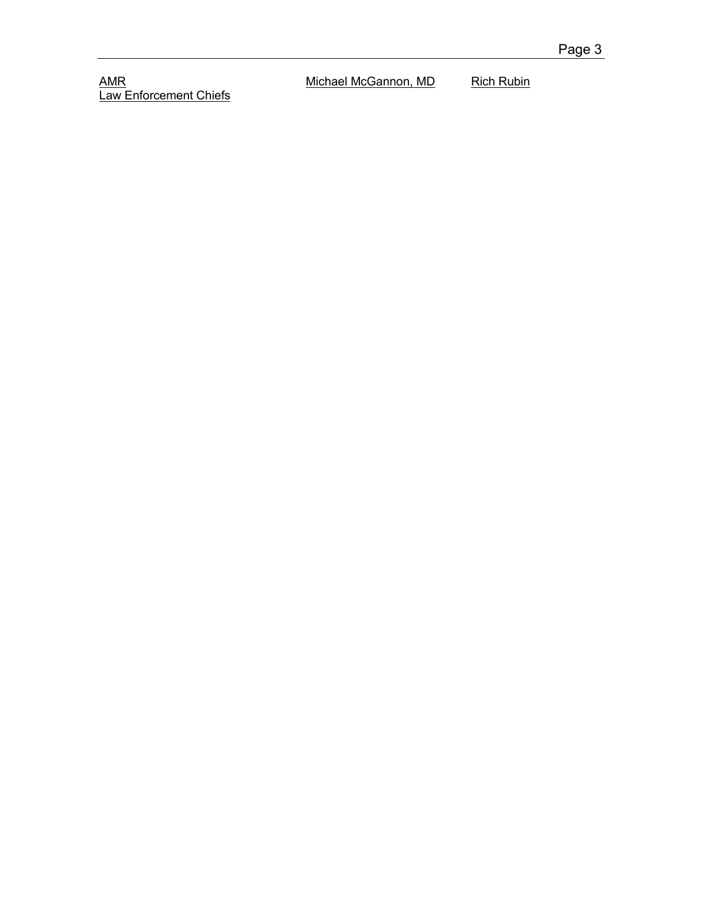AMR
Law Enforcement Chiefs

Michael McGannon, MD

Rich Rubin